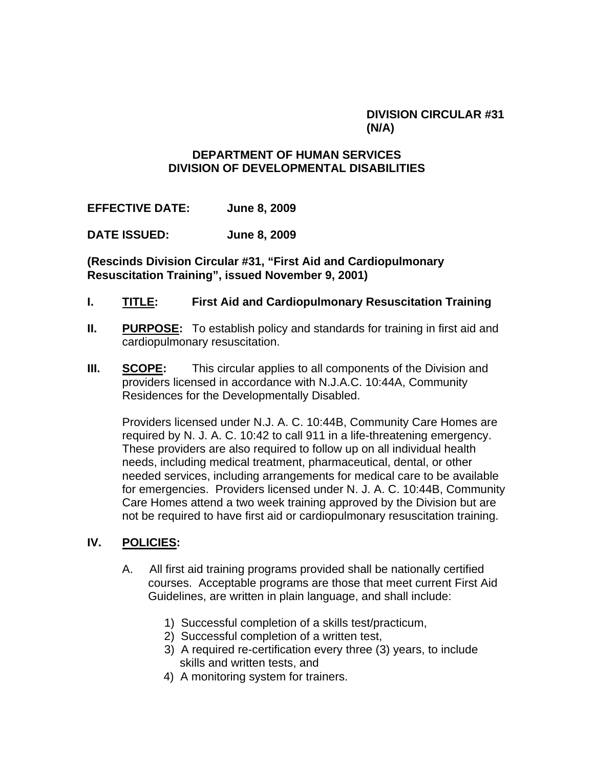**DIVISION CIRCULAR #31**
**(N/A)**

**DEPARTMENT OF HUMAN SERVICES**
**DIVISION OF DEVELOPMENTAL DISABILITIES**

**EFFECTIVE DATE:** **June 8, 2009**

**DATE ISSUED:** **June 8, 2009**

**(Rescinds Division Circular #31, "First Aid and Cardiopulmonary Resuscitation Training", issued November 9, 2001)**

**I. TITLE: First Aid and Cardiopulmonary Resuscitation Training**

**II. PURPOSE:** To establish policy and standards for training in first aid and cardiopulmonary resuscitation.

**III. SCOPE:** This circular applies to all components of the Division and providers licensed in accordance with N.J.A.C. 10:44A, Community Residences for the Developmentally Disabled.

Providers licensed under N.J. A. C. 10:44B, Community Care Homes are required by N. J. A. C. 10:42 to call 911 in a life-threatening emergency. These providers are also required to follow up on all individual health needs, including medical treatment, pharmaceutical, dental, or other needed services, including arrangements for medical care to be available for emergencies. Providers licensed under N. J. A. C. 10:44B, Community Care Homes attend a two week training approved by the Division but are not be required to have first aid or cardiopulmonary resuscitation training.

**IV. POLICIES:**

A. All first aid training programs provided shall be nationally certified courses. Acceptable programs are those that meet current First Aid Guidelines, are written in plain language, and shall include:

1) Successful completion of a skills test/practicum,
2) Successful completion of a written test,
3) A required re-certification every three (3) years, to include skills and written tests, and
4) A monitoring system for trainers.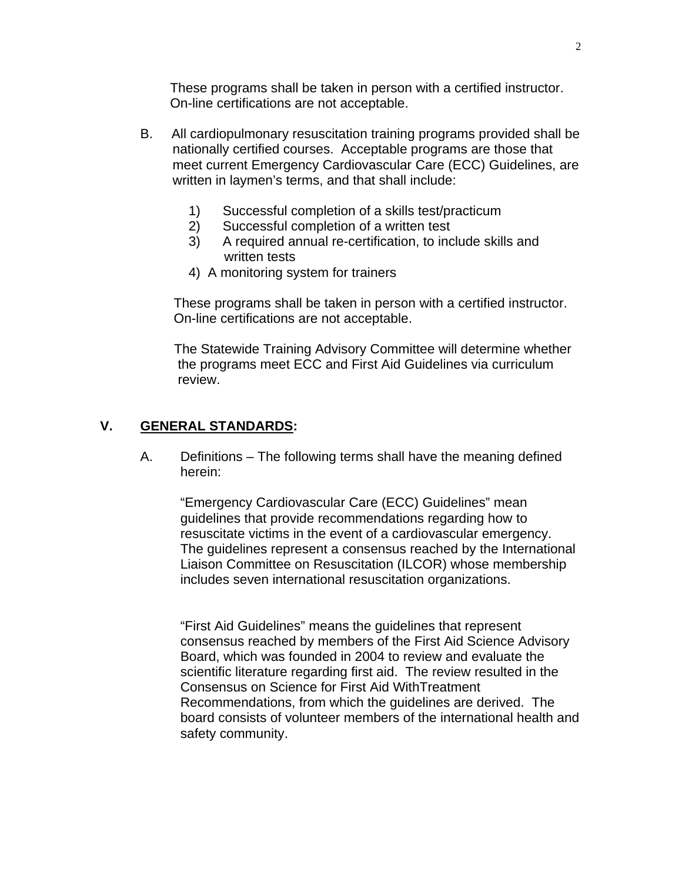These programs shall be taken in person with a certified instructor. On-line certifications are not acceptable.

B. All cardiopulmonary resuscitation training programs provided shall be nationally certified courses. Acceptable programs are those that meet current Emergency Cardiovascular Care (ECC) Guidelines, are written in laymen's terms, and that shall include:

1) Successful completion of a skills test/practicum
2) Successful completion of a written test
3) A required annual re-certification, to include skills and written tests
4) A monitoring system for trainers

These programs shall be taken in person with a certified instructor. On-line certifications are not acceptable.

The Statewide Training Advisory Committee will determine whether the programs meet ECC and First Aid Guidelines via curriculum review.

## V. GENERAL STANDARDS:

A. Definitions – The following terms shall have the meaning defined herein:

"Emergency Cardiovascular Care (ECC) Guidelines" mean guidelines that provide recommendations regarding how to resuscitate victims in the event of a cardiovascular emergency. The guidelines represent a consensus reached by the International Liaison Committee on Resuscitation (ILCOR) whose membership includes seven international resuscitation organizations.

"First Aid Guidelines" means the guidelines that represent consensus reached by members of the First Aid Science Advisory Board, which was founded in 2004 to review and evaluate the scientific literature regarding first aid. The review resulted in the Consensus on Science for First Aid WithTreatment Recommendations, from which the guidelines are derived. The board consists of volunteer members of the international health and safety community.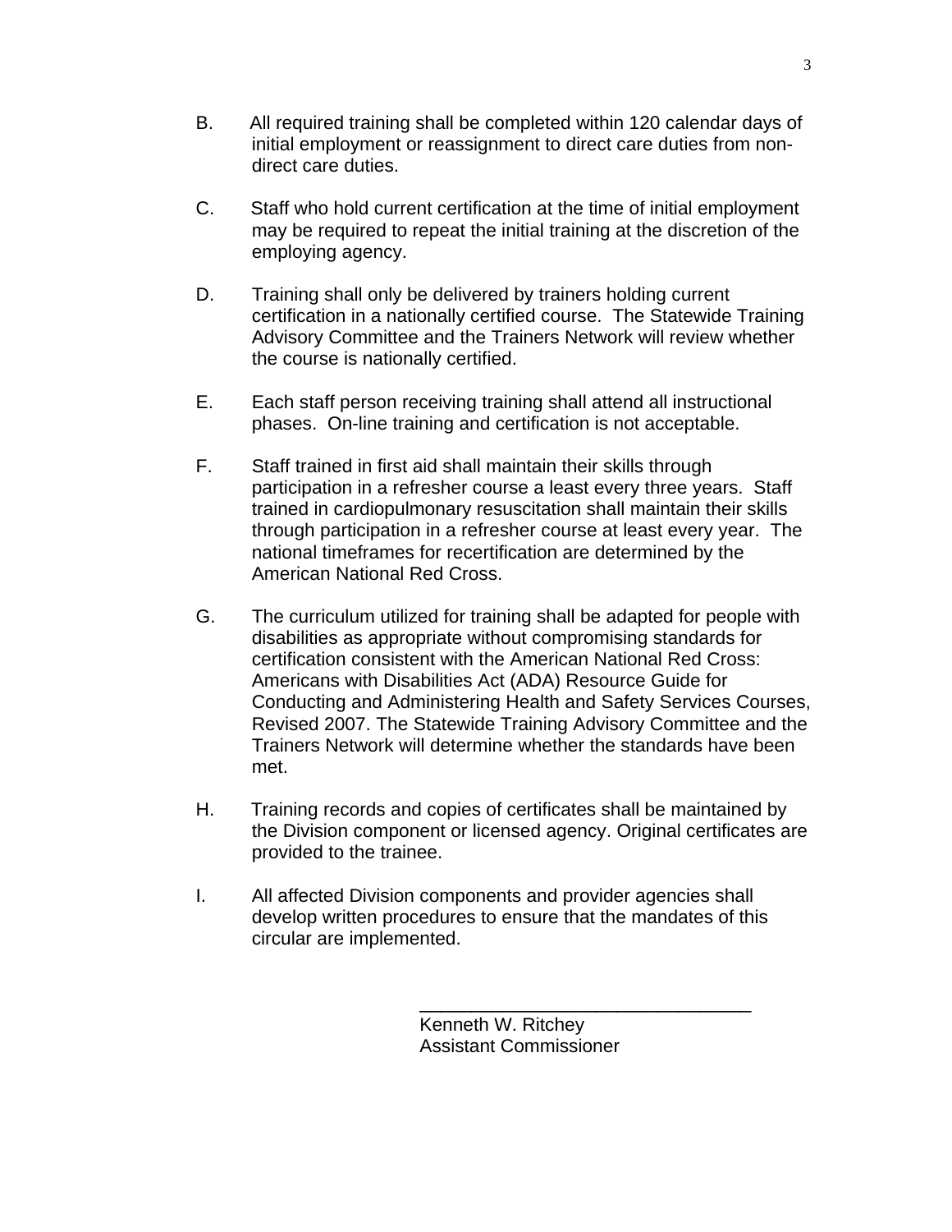B. All required training shall be completed within 120 calendar days of initial employment or reassignment to direct care duties from non-direct care duties.

C. Staff who hold current certification at the time of initial employment may be required to repeat the initial training at the discretion of the employing agency.

D. Training shall only be delivered by trainers holding current certification in a nationally certified course. The Statewide Training Advisory Committee and the Trainers Network will review whether the course is nationally certified.

E. Each staff person receiving training shall attend all instructional phases. On-line training and certification is not acceptable.

F. Staff trained in first aid shall maintain their skills through participation in a refresher course a least every three years. Staff trained in cardiopulmonary resuscitation shall maintain their skills through participation in a refresher course at least every year. The national timeframes for recertification are determined by the American National Red Cross.

G. The curriculum utilized for training shall be adapted for people with disabilities as appropriate without compromising standards for certification consistent with the American National Red Cross: Americans with Disabilities Act (ADA) Resource Guide for Conducting and Administering Health and Safety Services Courses, Revised 2007. The Statewide Training Advisory Committee and the Trainers Network will determine whether the standards have been met.

H. Training records and copies of certificates shall be maintained by the Division component or licensed agency. Original certificates are provided to the trainee.

I. All affected Division components and provider agencies shall develop written procedures to ensure that the mandates of this circular are implemented.

\_\_\_\_\_\_\_\_\_\_\_\_\_\_\_\_\_\_\_\_\_\_\_\_\_\_\_\_\_\_\_\_

Kenneth W. Ritchey
Assistant Commissioner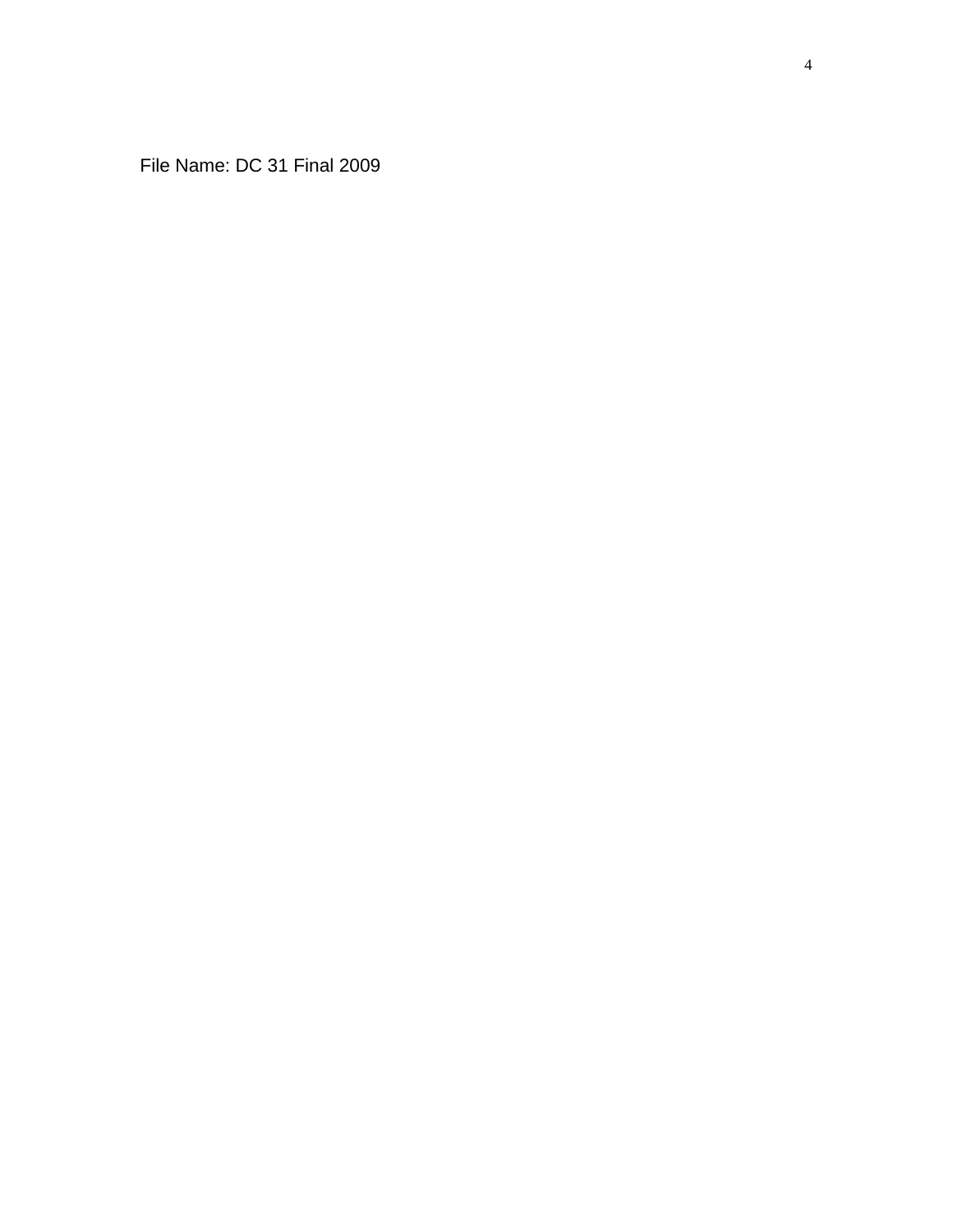File Name: DC 31 Final 2009